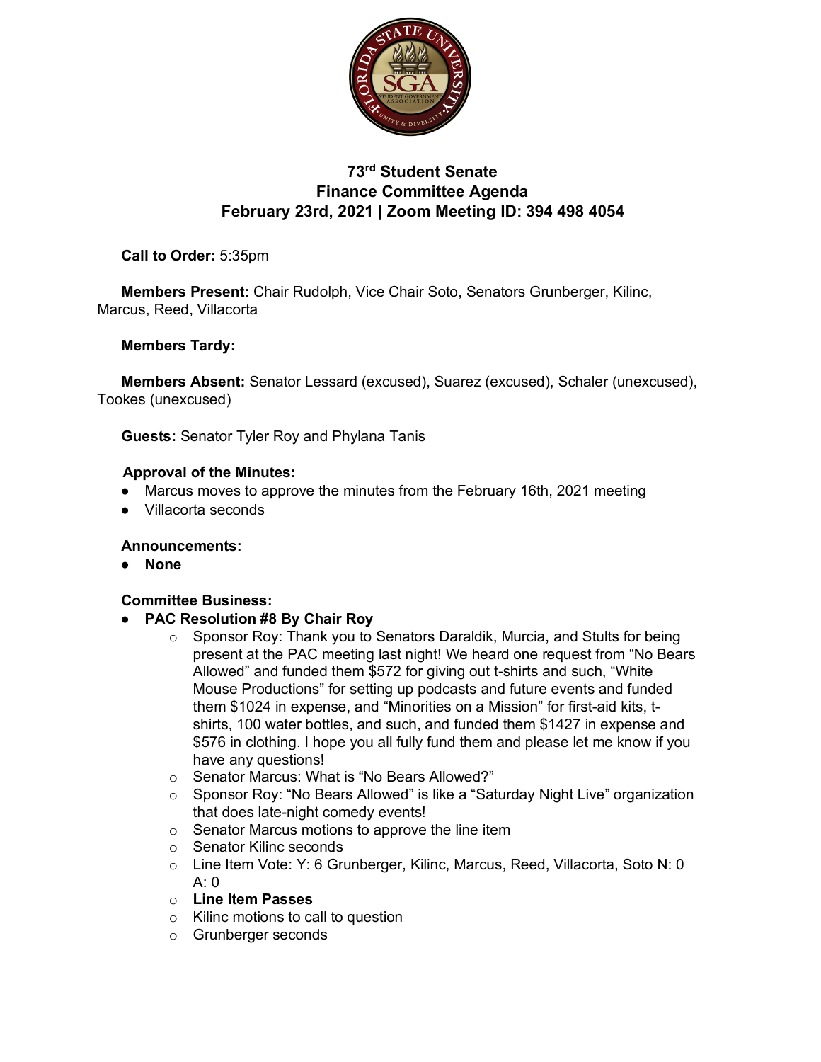# 73rd Student Senate
## Finance Committee Agenda
### February 23rd, 2021 | Zoom Meeting ID: 394 498 4054

**Call to Order:** 5:35pm

**Members Present:** Chair Rudolph, Vice Chair Soto, Senators Grunberger, Kilinc, Marcus, Reed, Villacorta

**Members Tardy:**

**Members Absent:** Senator Lessard (excused), Suarez (excused), Schaler (unexcused), Tookes (unexcused)

**Guests:** Senator Tyler Roy and Phylana Tanis

**Approval of the Minutes:**

- Marcus moves to approve the minutes from the February 16th, 2021 meeting
- Villacorta seconds

**Announcements:**

- **None**

**Committee Business:**

- **PAC Resolution #8 By Chair Roy**
  - Sponsor Roy: Thank you to Senators Daraldik, Murcia, and Stults for being present at the PAC meeting last night! We heard one request from "No Bears Allowed" and funded them $572 for giving out t-shirts and such, "White Mouse Productions" for setting up podcasts and future events and funded them $1024 in expense, and "Minorities on a Mission" for first-aid kits, t-shirts, 100 water bottles, and such, and funded them $1427 in expense and $576 in clothing. I hope you all fully fund them and please let me know if you have any questions!
  - Senator Marcus: What is "No Bears Allowed?"
  - Sponsor Roy: "No Bears Allowed" is like a "Saturday Night Live" organization that does late-night comedy events!
  - Senator Marcus motions to approve the line item
  - Senator Kilinc seconds
  - Line Item Vote: Y: 6 Grunberger, Kilinc, Marcus, Reed, Villacorta, Soto N: 0 A: 0
  - **Line Item Passes**
  - Kilinc motions to call to question
  - Grunberger seconds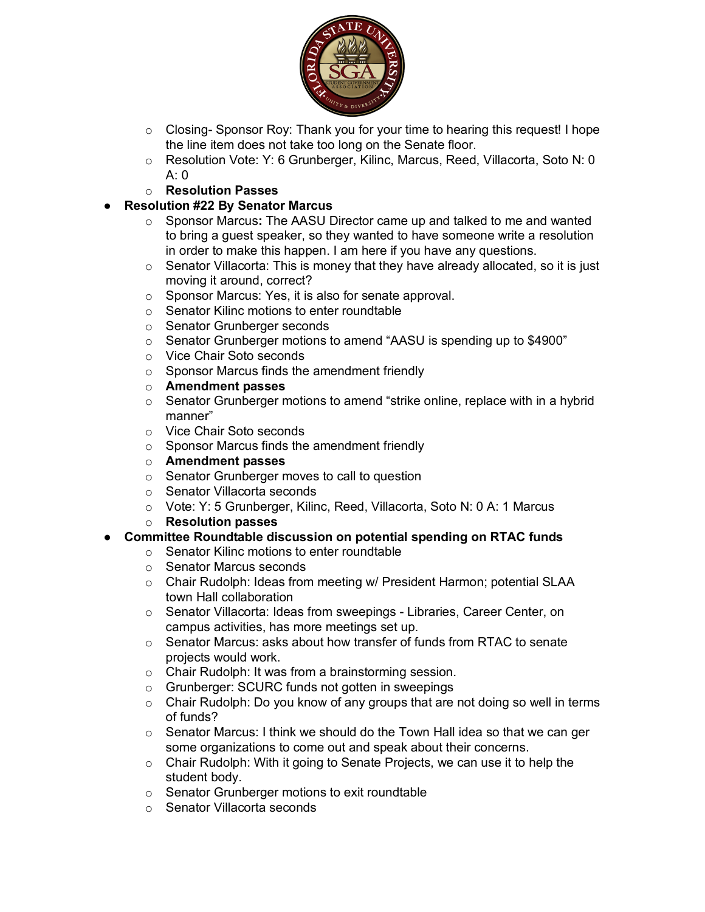- Closing- Sponsor Roy: Thank you for your time to hearing this request! I hope the line item does not take too long on the Senate floor.
- Resolution Vote: Y: 6 Grunberger, Kilinc, Marcus, Reed, Villacorta, Soto N: 0 A: 0
- **Resolution Passes**

- **Resolution #22 By Senator Marcus**
  - Sponsor Marcus**:** The AASU Director came up and talked to me and wanted to bring a guest speaker, so they wanted to have someone write a resolution in order to make this happen. I am here if you have any questions.
  - Senator Villacorta: This is money that they have already allocated, so it is just moving it around, correct?
  - Sponsor Marcus: Yes, it is also for senate approval.
  - Senator Kilinc motions to enter roundtable
  - Senator Grunberger seconds
  - Senator Grunberger motions to amend "AASU is spending up to $4900"
  - Vice Chair Soto seconds
  - Sponsor Marcus finds the amendment friendly
  - **Amendment passes**
  - Senator Grunberger motions to amend "strike online, replace with in a hybrid manner"
  - Vice Chair Soto seconds
  - Sponsor Marcus finds the amendment friendly
  - **Amendment passes**
  - Senator Grunberger moves to call to question
  - Senator Villacorta seconds
  - Vote: Y: 5 Grunberger, Kilinc, Reed, Villacorta, Soto N: 0 A: 1 Marcus
  - **Resolution passes**
- **Committee Roundtable discussion on potential spending on RTAC funds**
  - Senator Kilinc motions to enter roundtable
  - Senator Marcus seconds
  - Chair Rudolph: Ideas from meeting w/ President Harmon; potential SLAA town Hall collaboration
  - Senator Villacorta: Ideas from sweepings - Libraries, Career Center, on campus activities, has more meetings set up.
  - Senator Marcus: asks about how transfer of funds from RTAC to senate projects would work.
  - Chair Rudolph: It was from a brainstorming session.
  - Grunberger: SCURC funds not gotten in sweepings
  - Chair Rudolph: Do you know of any groups that are not doing so well in terms of funds?
  - Senator Marcus: I think we should do the Town Hall idea so that we can ger some organizations to come out and speak about their concerns.
  - Chair Rudolph: With it going to Senate Projects, we can use it to help the student body.
  - Senator Grunberger motions to exit roundtable
  - Senator Villacorta seconds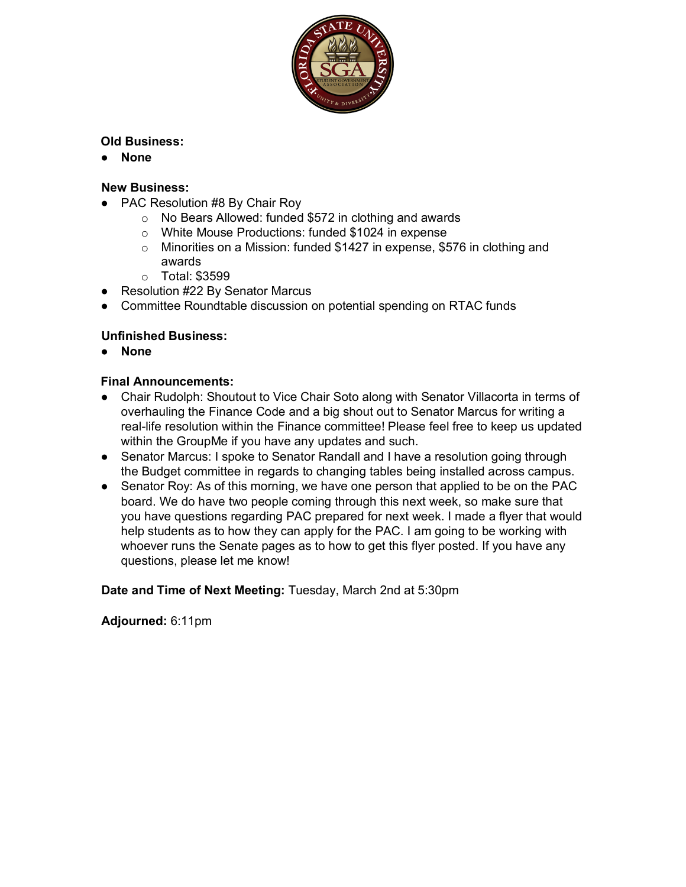**Old Business:**

- **None**

**New Business:**

- PAC Resolution #8 By Chair Roy
    - No Bears Allowed: funded $572 in clothing and awards
    - White Mouse Productions: funded $1024 in expense
    - Minorities on a Mission: funded $1427 in expense, $576 in clothing and awards
    - Total: $3599
- Resolution #22 By Senator Marcus
- Committee Roundtable discussion on potential spending on RTAC funds

**Unfinished Business:**

- **None**

**Final Announcements:**

- Chair Rudolph: Shoutout to Vice Chair Soto along with Senator Villacorta in terms of overhauling the Finance Code and a big shout out to Senator Marcus for writing a real-life resolution within the Finance committee! Please feel free to keep us updated within the GroupMe if you have any updates and such.
- Senator Marcus: I spoke to Senator Randall and I have a resolution going through the Budget committee in regards to changing tables being installed across campus.
- Senator Roy: As of this morning, we have one person that applied to be on the PAC board. We do have two people coming through this next week, so make sure that you have questions regarding PAC prepared for next week. I made a flyer that would help students as to how they can apply for the PAC. I am going to be working with whoever runs the Senate pages as to how to get this flyer posted. If you have any questions, please let me know!

**Date and Time of Next Meeting:** Tuesday, March 2nd at 5:30pm

**Adjourned:** 6:11pm